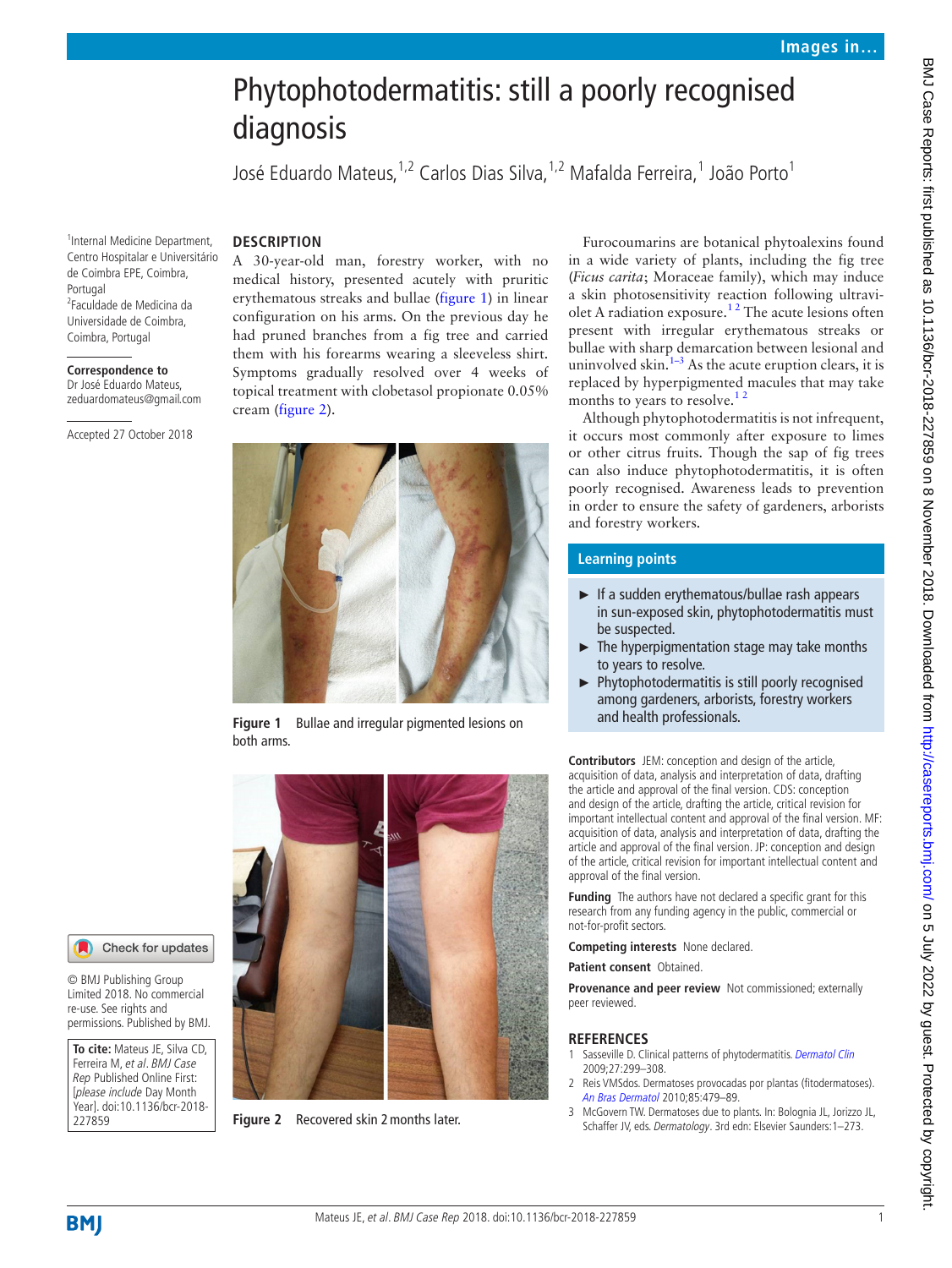# Phytophotodermatitis: still a poorly recognised diagnosis

José Eduardo Mateus,[1,2] Carlos Dias Silva,[1,2] Mafalda Ferreira,[1] João Porto[1]

[1]Internal Medicine Department, Centro Hospitalar e Universitário de Coimbra EPE, Coimbra, Portugal
[2]Faculdade de Medicina da Universidade de Coimbra, Coimbra, Portugal

**Correspondence to**
Dr José Eduardo Mateus, zeduardomateus@gmail.com

Accepted 27 October 2018

## DESCRIPTION

A 30-year-old man, forestry worker, with no medical history, presented acutely with pruritic erythematous streaks and bullae (figure 1) in linear configuration on his arms. On the previous day he had pruned branches from a fig tree and carried them with his forearms wearing a sleeveless shirt. Symptoms gradually resolved over 4 weeks of topical treatment with clobetasol propionate 0.05% cream (figure 2).

Figure 1 Bullae and irregular pigmented lesions on both arms.

Figure 2 Recovered skin 2 months later.

Furocoumarins are botanical phytoalexins found in a wide variety of plants, including the fig tree (*Ficus carita*; Moraceae family), which may induce a skin photosensitivity reaction following ultraviolet A radiation exposure.[1,2] The acute lesions often present with irregular erythematous streaks or bullae with sharp demarcation between lesional and uninvolved skin.[1–3] As the acute eruption clears, it is replaced by hyperpigmented macules that may take months to years to resolve.[1,2]

Although phytophotodermatitis is not infrequent, it occurs most commonly after exposure to limes or other citrus fruits. Though the sap of fig trees can also induce phytophotodermatitis, it is often poorly recognised. Awareness leads to prevention in order to ensure the safety of gardeners, arborists and forestry workers.

## Learning points

- If a sudden erythematous/bullae rash appears in sun-exposed skin, phytophotodermatitis must be suspected.
- The hyperpigmentation stage may take months to years to resolve.
- Phytophotodermatitis is still poorly recognised among gardeners, arborists, forestry workers and health professionals.

**Contributors** JEM: conception and design of the article, acquisition of data, analysis and interpretation of data, drafting the article and approval of the final version. CDS: conception and design of the article, drafting the article, critical revision for important intellectual content and approval of the final version. MF: acquisition of data, analysis and interpretation of data, drafting the article and approval of the final version. JP: conception and design of the article, critical revision for important intellectual content and approval of the final version.

**Funding** The authors have not declared a specific grant for this research from any funding agency in the public, commercial or not-for-profit sectors.

**Competing interests** None declared.

**Patient consent** Obtained.

**Provenance and peer review** Not commissioned; externally peer reviewed.

© BMJ Publishing Group Limited 2018. No commercial re-use. See rights and permissions. Published by BMJ.

**To cite:** Mateus JE, Silva CD, Ferreira M, *et al*. *BMJ Case Rep* Published Online First: [*please include* Day Month Year]. doi:10.1136/bcr-2018-227859

## REFERENCES

1. Sasseville D. Clinical patterns of phytodermatitis. *Dermatol Clin* 2009;27:299–308.
2. Reis VMSdos. Dermatoses provocadas por plantas (fitodermatoses). *An Bras Dermatol* 2010;85:479–89.
3. McGovern TW. Dermatoses due to plants. In: Bolognia JL, Jorizzo JL, Schaffer JV, eds. *Dermatology*. 3rd edn: Elsevier Saunders:1–273.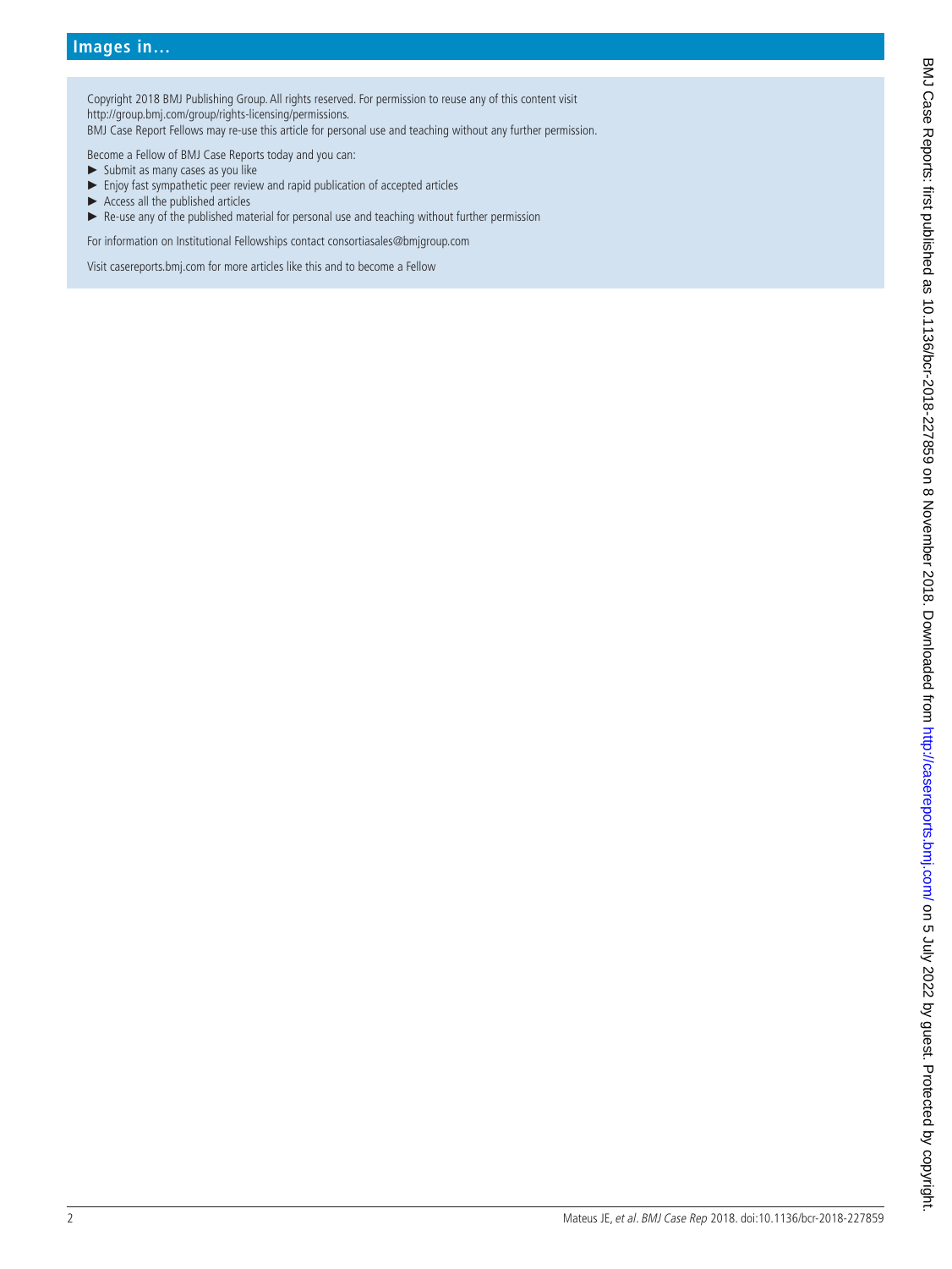Copyright 2018 BMJ Publishing Group. All rights reserved. For permission to reuse any of this content visit http://group.bmj.com/group/rights-licensing/permissions.
BMJ Case Report Fellows may re-use this article for personal use and teaching without any further permission.

Become a Fellow of BMJ Case Reports today and you can:

- Submit as many cases as you like
- Enjoy fast sympathetic peer review and rapid publication of accepted articles
- Access all the published articles
- Re-use any of the published material for personal use and teaching without further permission

For information on Institutional Fellowships contact consortiasales@bmjgroup.com

Visit casereports.bmj.com for more articles like this and to become a Fellow